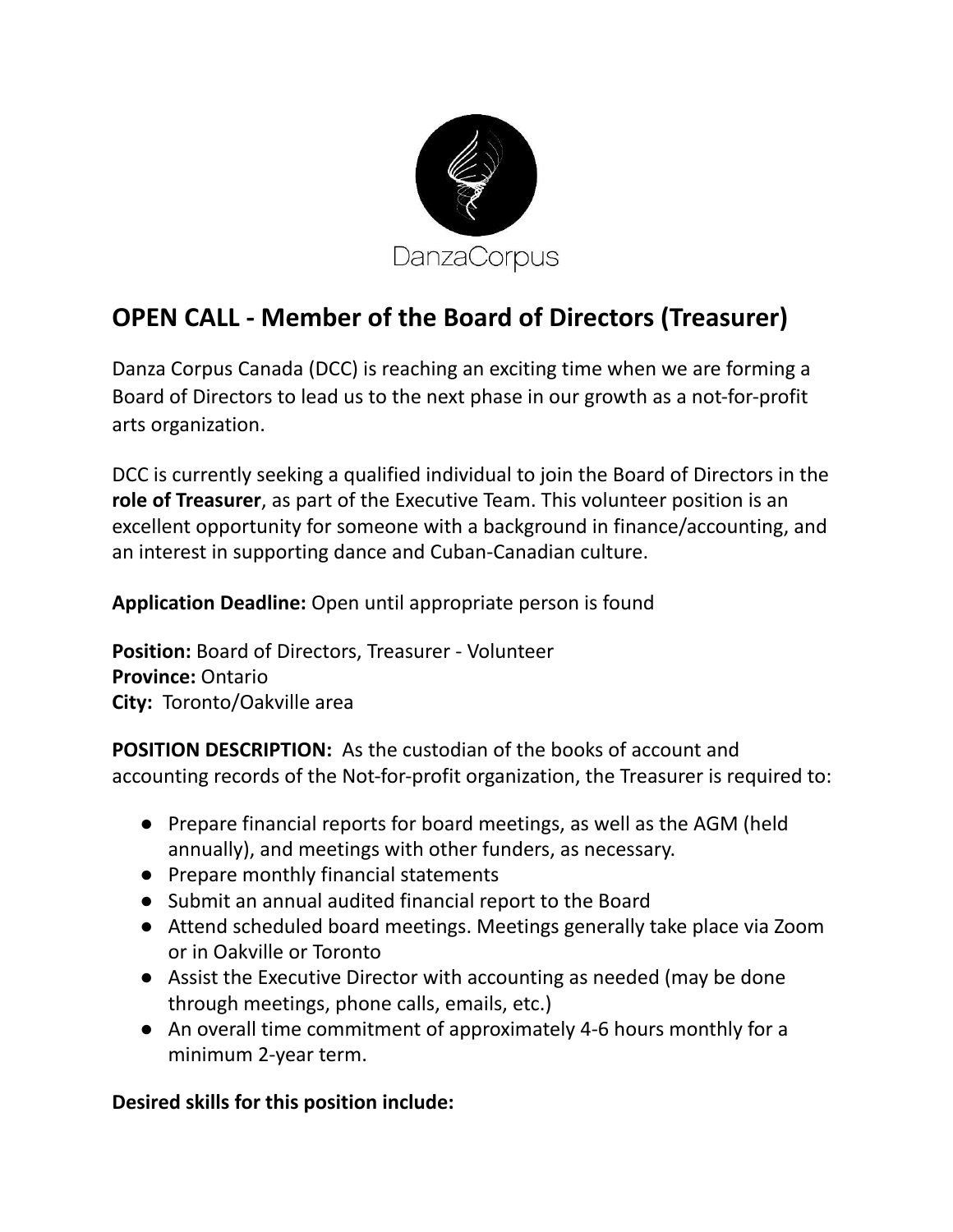DanzaCorpus

# OPEN CALL - Member of the Board of Directors (Treasurer)

Danza Corpus Canada (DCC) is reaching an exciting time when we are forming a Board of Directors to lead us to the next phase in our growth as a not-for-profit arts organization.

DCC is currently seeking a qualified individual to join the Board of Directors in the **role of Treasurer**, as part of the Executive Team. This volunteer position is an excellent opportunity for someone with a background in finance/accounting, and an interest in supporting dance and Cuban-Canadian culture.

**Application Deadline:** Open until appropriate person is found

**Position:** Board of Directors, Treasurer - Volunteer
**Province:** Ontario
**City:** Toronto/Oakville area

**POSITION DESCRIPTION:** As the custodian of the books of account and accounting records of the Not-for-profit organization, the Treasurer is required to:

- Prepare financial reports for board meetings, as well as the AGM (held annually), and meetings with other funders, as necessary.
- Prepare monthly financial statements
- Submit an annual audited financial report to the Board
- Attend scheduled board meetings. Meetings generally take place via Zoom or in Oakville or Toronto
- Assist the Executive Director with accounting as needed (may be done through meetings, phone calls, emails, etc.)
- An overall time commitment of approximately 4-6 hours monthly for a minimum 2-year term.

**Desired skills for this position include:**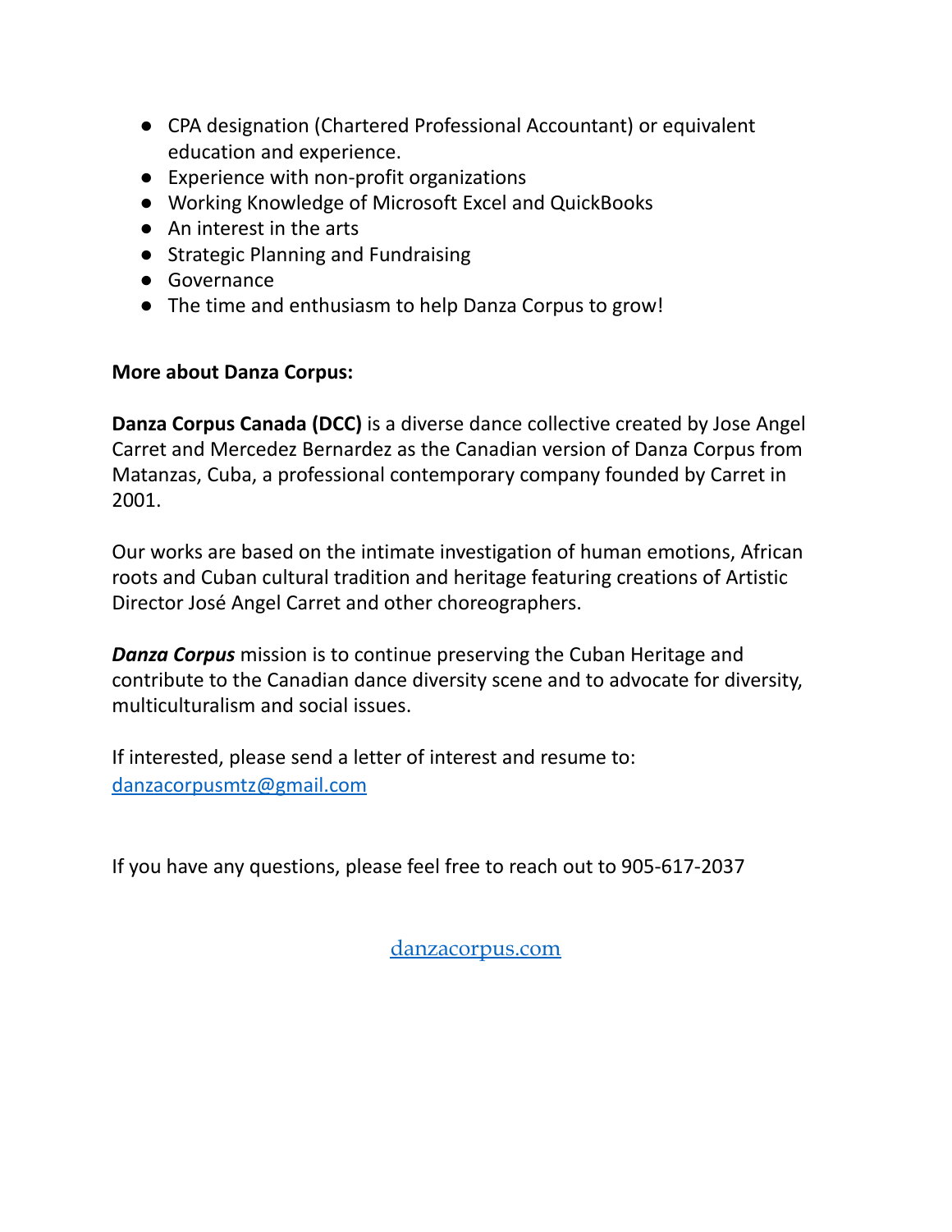- CPA designation (Chartered Professional Accountant) or equivalent education and experience.
- Experience with non-profit organizations
- Working Knowledge of Microsoft Excel and QuickBooks
- An interest in the arts
- Strategic Planning and Fundraising
- Governance
- The time and enthusiasm to help Danza Corpus to grow!

**More about Danza Corpus:**

**Danza Corpus Canada (DCC)** is a diverse dance collective created by Jose Angel Carret and Mercedez Bernardez as the Canadian version of Danza Corpus from Matanzas, Cuba, a professional contemporary company founded by Carret in 2001.

Our works are based on the intimate investigation of human emotions, African roots and Cuban cultural tradition and heritage featuring creations of Artistic Director José Angel Carret and other choreographers.

***Danza Corpus*** mission is to continue preserving the Cuban Heritage and contribute to the Canadian dance diversity scene and to advocate for diversity, multiculturalism and social issues.

If interested, please send a letter of interest and resume to: [danzacorpusmtz@gmail.com](mailto:danzacorpusmtz@gmail.com)

If you have any questions, please feel free to reach out to 905-617-2037

[danzacorpus.com](http://danzacorpus.com)